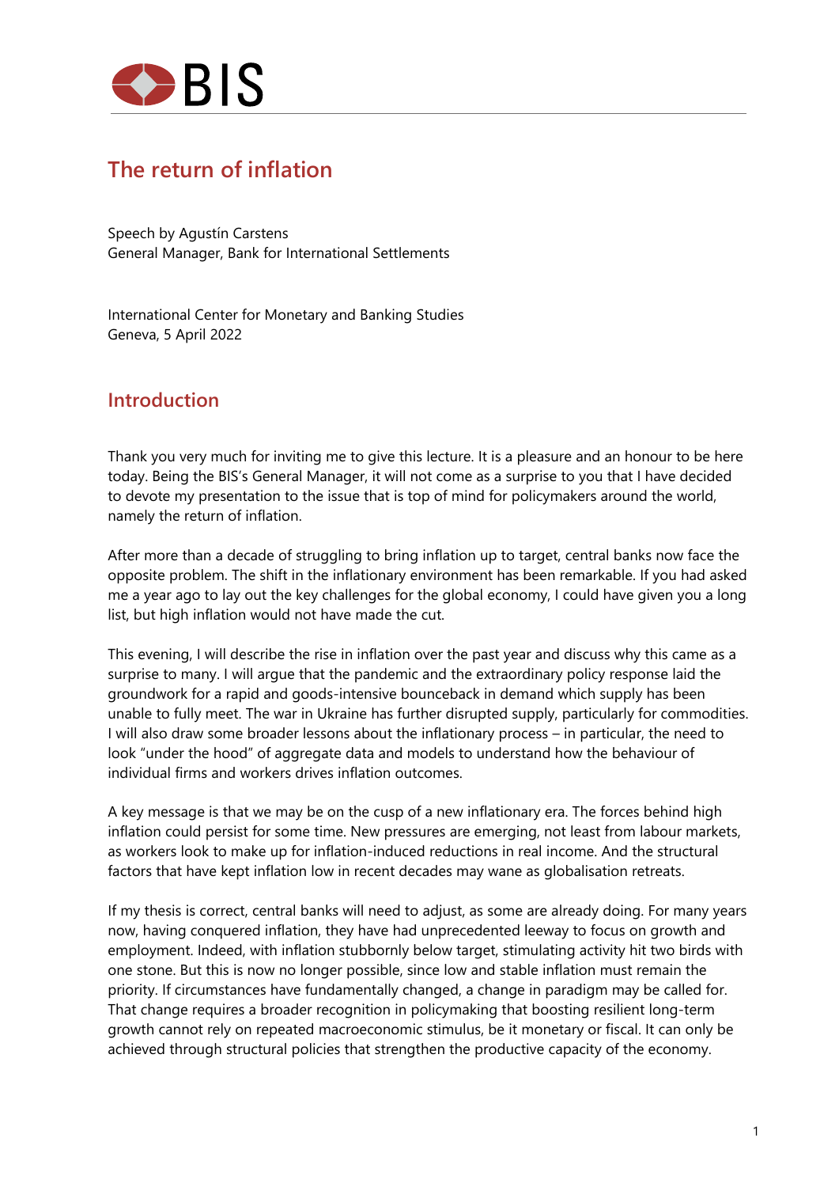# The return of inflation

Speech by Agustín Carstens
General Manager, Bank for International Settlements

International Center for Monetary and Banking Studies
Geneva, 5 April 2022

## Introduction

Thank you very much for inviting me to give this lecture. It is a pleasure and an honour to be here today. Being the BIS's General Manager, it will not come as a surprise to you that I have decided to devote my presentation to the issue that is top of mind for policymakers around the world, namely the return of inflation.

After more than a decade of struggling to bring inflation up to target, central banks now face the opposite problem. The shift in the inflationary environment has been remarkable. If you had asked me a year ago to lay out the key challenges for the global economy, I could have given you a long list, but high inflation would not have made the cut.

This evening, I will describe the rise in inflation over the past year and discuss why this came as a surprise to many. I will argue that the pandemic and the extraordinary policy response laid the groundwork for a rapid and goods-intensive bounceback in demand which supply has been unable to fully meet. The war in Ukraine has further disrupted supply, particularly for commodities. I will also draw some broader lessons about the inflationary process – in particular, the need to look "under the hood" of aggregate data and models to understand how the behaviour of individual firms and workers drives inflation outcomes.

A key message is that we may be on the cusp of a new inflationary era. The forces behind high inflation could persist for some time. New pressures are emerging, not least from labour markets, as workers look to make up for inflation-induced reductions in real income. And the structural factors that have kept inflation low in recent decades may wane as globalisation retreats.

If my thesis is correct, central banks will need to adjust, as some are already doing. For many years now, having conquered inflation, they have had unprecedented leeway to focus on growth and employment. Indeed, with inflation stubbornly below target, stimulating activity hit two birds with one stone. But this is now no longer possible, since low and stable inflation must remain the priority. If circumstances have fundamentally changed, a change in paradigm may be called for. That change requires a broader recognition in policymaking that boosting resilient long-term growth cannot rely on repeated macroeconomic stimulus, be it monetary or fiscal. It can only be achieved through structural policies that strengthen the productive capacity of the economy.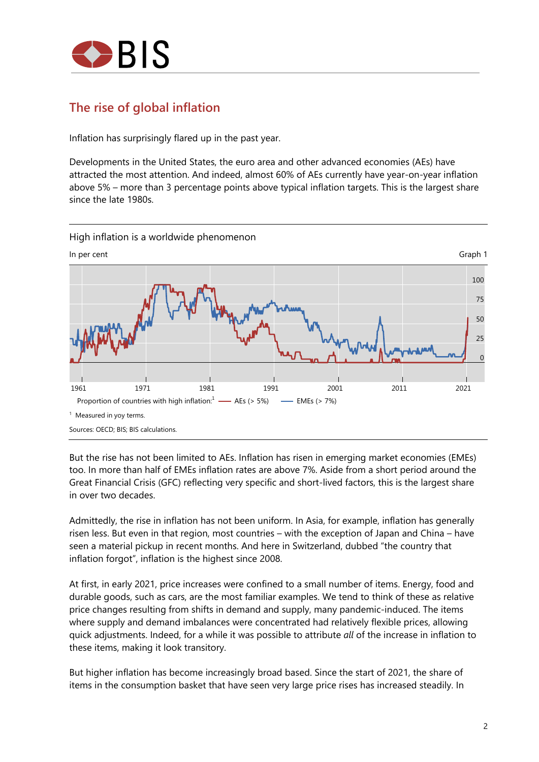## The rise of global inflation

Inflation has surprisingly flared up in the past year.

Developments in the United States, the euro area and other advanced economies (AEs) have attracted the most attention. And indeed, almost 60% of AEs currently have year-on-year inflation above 5% – more than 3 percentage points above typical inflation targets. This is the largest share since the late 1980s.

High inflation is a worldwide phenomenon

In per cent — Graph 1

Proportion of countries with high inflation:[1] — AEs (> 5%) — EMEs (> 7%)

[1] Measured in yoy terms.

Sources: OECD; BIS; BIS calculations.

But the rise has not been limited to AEs. Inflation has risen in emerging market economies (EMEs) too. In more than half of EMEs inflation rates are above 7%. Aside from a short period around the Great Financial Crisis (GFC) reflecting very specific and short-lived factors, this is the largest share in over two decades.

Admittedly, the rise in inflation has not been uniform. In Asia, for example, inflation has generally risen less. But even in that region, most countries – with the exception of Japan and China – have seen a material pickup in recent months. And here in Switzerland, dubbed "the country that inflation forgot", inflation is the highest since 2008.

At first, in early 2021, price increases were confined to a small number of items. Energy, food and durable goods, such as cars, are the most familiar examples. We tend to think of these as relative price changes resulting from shifts in demand and supply, many pandemic-induced. The items where supply and demand imbalances were concentrated had relatively flexible prices, allowing quick adjustments. Indeed, for a while it was possible to attribute *all* of the increase in inflation to these items, making it look transitory.

But higher inflation has become increasingly broad based. Since the start of 2021, the share of items in the consumption basket that have seen very large price rises has increased steadily. In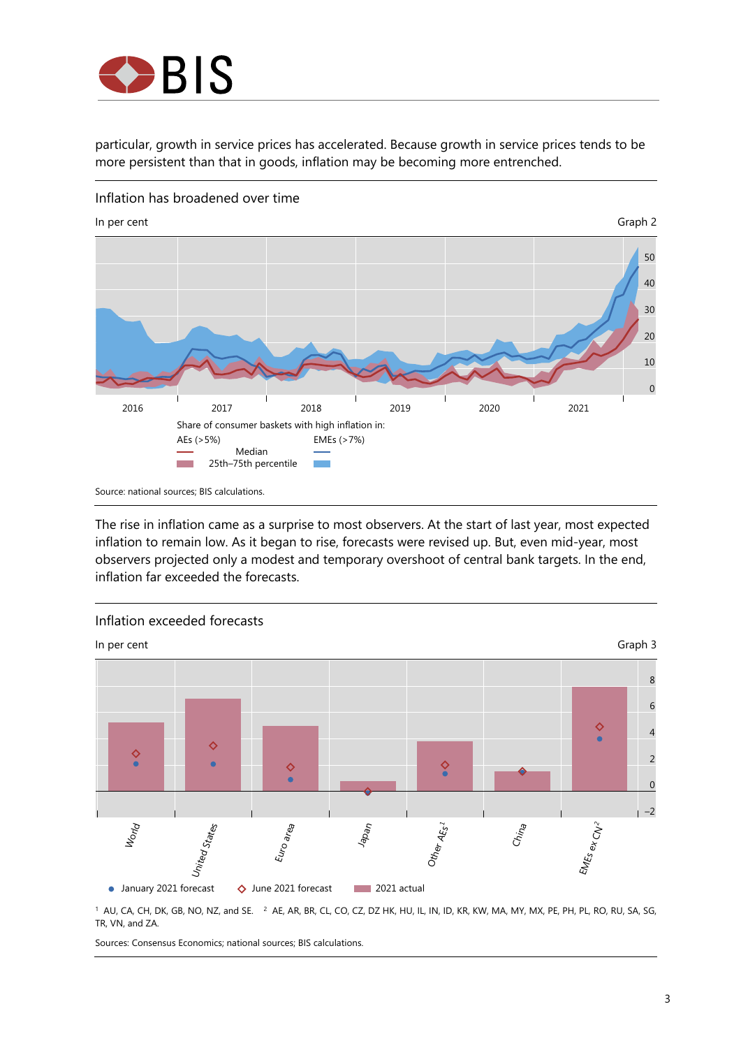particular, growth in service prices has accelerated. Because growth in service prices tends to be more persistent than that in goods, inflation may be becoming more entrenched.

Inflation has broadened over time

In per cent | Graph 2

Share of consumer baskets with high inflation in:
AEs (>5%) — EMEs (>7%)
Median
25th–75th percentile

Source: national sources; BIS calculations.

The rise in inflation came as a surprise to most observers. At the start of last year, most expected inflation to remain low. As it began to rise, forecasts were revised up. But, even mid-year, most observers projected only a modest and temporary overshoot of central bank targets. In the end, inflation far exceeded the forecasts.

Inflation exceeded forecasts

In per cent | Graph 3

● January 2021 forecast ◇ June 2021 forecast ▬ 2021 actual

[1] AU, CA, CH, DK, GB, NO, NZ, and SE. [2] AE, AR, BR, CL, CO, CZ, DZ HK, HU, IL, IN, ID, KR, KW, MA, MY, MX, PE, PH, PL, RO, RU, SA, SG, TR, VN, and ZA.

Sources: Consensus Economics; national sources; BIS calculations.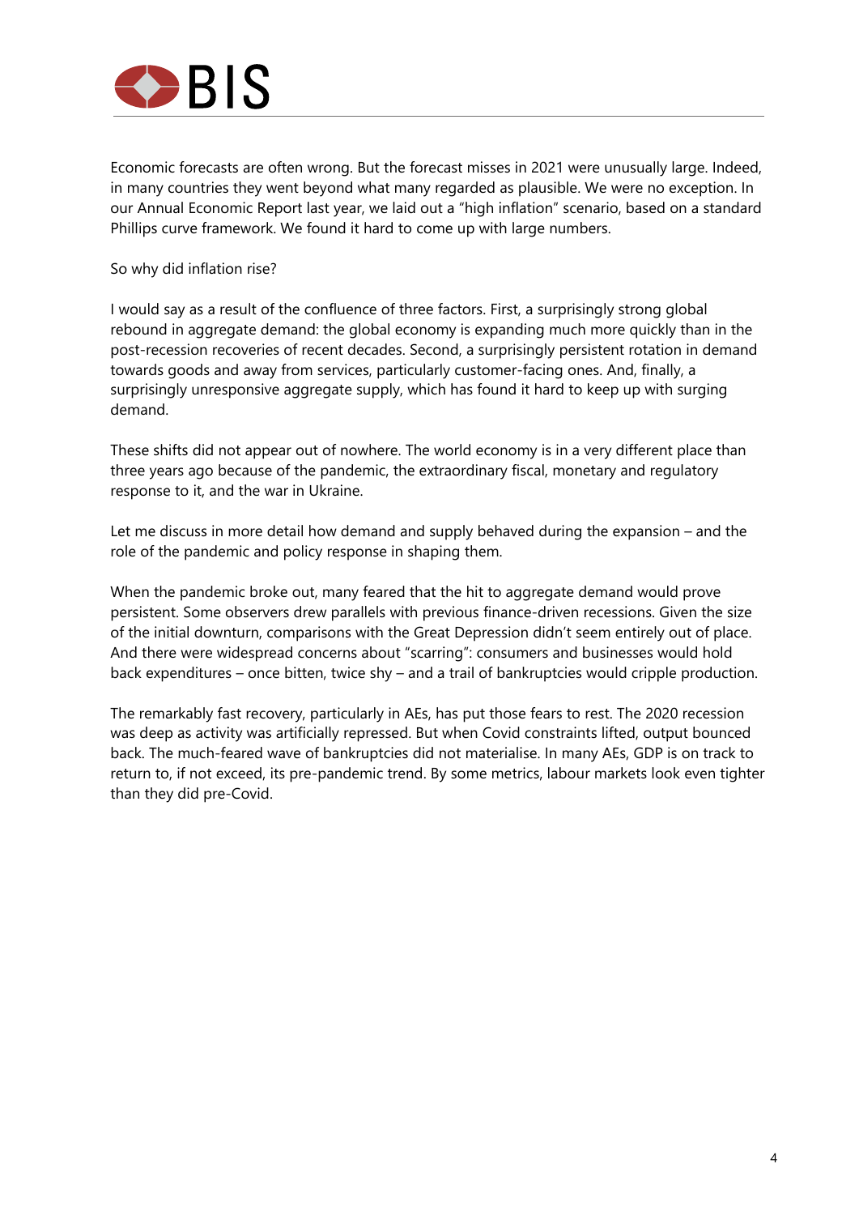Economic forecasts are often wrong. But the forecast misses in 2021 were unusually large. Indeed, in many countries they went beyond what many regarded as plausible. We were no exception. In our Annual Economic Report last year, we laid out a "high inflation" scenario, based on a standard Phillips curve framework. We found it hard to come up with large numbers.

So why did inflation rise?

I would say as a result of the confluence of three factors. First, a surprisingly strong global rebound in aggregate demand: the global economy is expanding much more quickly than in the post-recession recoveries of recent decades. Second, a surprisingly persistent rotation in demand towards goods and away from services, particularly customer-facing ones. And, finally, a surprisingly unresponsive aggregate supply, which has found it hard to keep up with surging demand.

These shifts did not appear out of nowhere. The world economy is in a very different place than three years ago because of the pandemic, the extraordinary fiscal, monetary and regulatory response to it, and the war in Ukraine.

Let me discuss in more detail how demand and supply behaved during the expansion – and the role of the pandemic and policy response in shaping them.

When the pandemic broke out, many feared that the hit to aggregate demand would prove persistent. Some observers drew parallels with previous finance-driven recessions. Given the size of the initial downturn, comparisons with the Great Depression didn't seem entirely out of place. And there were widespread concerns about "scarring": consumers and businesses would hold back expenditures – once bitten, twice shy – and a trail of bankruptcies would cripple production.

The remarkably fast recovery, particularly in AEs, has put those fears to rest. The 2020 recession was deep as activity was artificially repressed. But when Covid constraints lifted, output bounced back. The much-feared wave of bankruptcies did not materialise. In many AEs, GDP is on track to return to, if not exceed, its pre-pandemic trend. By some metrics, labour markets look even tighter than they did pre-Covid.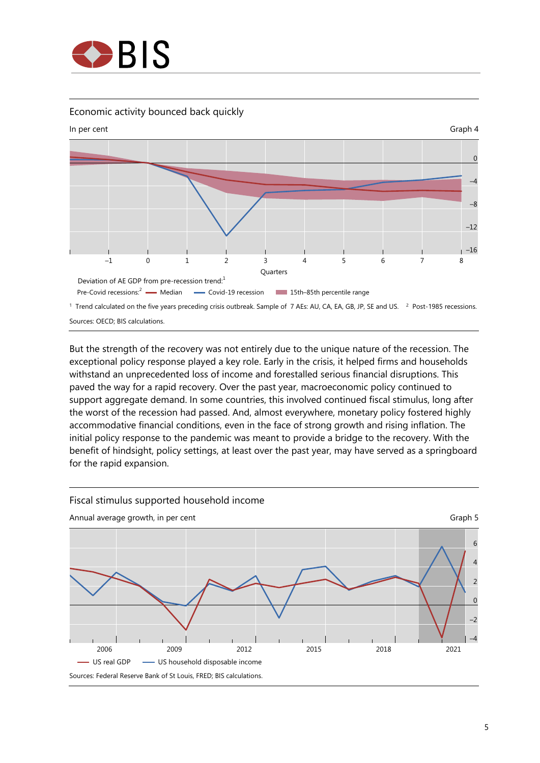## Economic activity bounced back quickly

In per cent — Graph 4

Deviation of AE GDP from pre-recession trend:[1]

Pre-Covid recessions:[2] — Median — Covid-19 recession — 15th–85th percentile range

[1] Trend calculated on the five years preceding crisis outbreak. Sample of 7 AEs: AU, CA, EA, GB, JP, SE and US. [2] Post-1985 recessions.

Sources: OECD; BIS calculations.

But the strength of the recovery was not entirely due to the unique nature of the recession. The exceptional policy response played a key role. Early in the crisis, it helped firms and households withstand an unprecedented loss of income and forestalled serious financial disruptions. This paved the way for a rapid recovery. Over the past year, macroeconomic policy continued to support aggregate demand. In some countries, this involved continued fiscal stimulus, long after the worst of the recession had passed. And, almost everywhere, monetary policy fostered highly accommodative financial conditions, even in the face of strong growth and rising inflation. The initial policy response to the pandemic was meant to provide a bridge to the recovery. With the benefit of hindsight, policy settings, at least over the past year, may have served as a springboard for the rapid expansion.

## Fiscal stimulus supported household income

Annual average growth, in per cent — Graph 5

— US real GDP — US household disposable income

Sources: Federal Reserve Bank of St Louis, FRED; BIS calculations.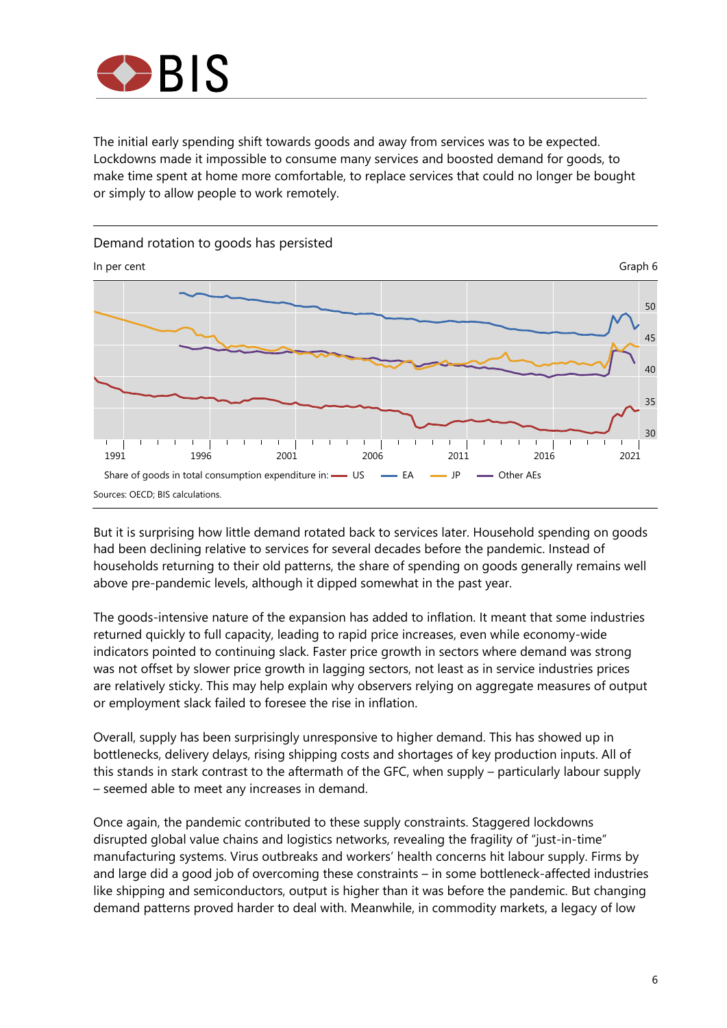The initial early spending shift towards goods and away from services was to be expected. Lockdowns made it impossible to consume many services and boosted demand for goods, to make time spent at home more comfortable, to replace services that could no longer be bought or simply to allow people to work remotely.

Demand rotation to goods has persisted

In per cent

Graph 6

Share of goods in total consumption expenditure in: US, EA, JP, Other AEs

Sources: OECD; BIS calculations.

But it is surprising how little demand rotated back to services later. Household spending on goods had been declining relative to services for several decades before the pandemic. Instead of households returning to their old patterns, the share of spending on goods generally remains well above pre-pandemic levels, although it dipped somewhat in the past year.

The goods-intensive nature of the expansion has added to inflation. It meant that some industries returned quickly to full capacity, leading to rapid price increases, even while economy-wide indicators pointed to continuing slack. Faster price growth in sectors where demand was strong was not offset by slower price growth in lagging sectors, not least as in service industries prices are relatively sticky. This may help explain why observers relying on aggregate measures of output or employment slack failed to foresee the rise in inflation.

Overall, supply has been surprisingly unresponsive to higher demand. This has showed up in bottlenecks, delivery delays, rising shipping costs and shortages of key production inputs. All of this stands in stark contrast to the aftermath of the GFC, when supply – particularly labour supply – seemed able to meet any increases in demand.

Once again, the pandemic contributed to these supply constraints. Staggered lockdowns disrupted global value chains and logistics networks, revealing the fragility of "just-in-time" manufacturing systems. Virus outbreaks and workers' health concerns hit labour supply. Firms by and large did a good job of overcoming these constraints – in some bottleneck-affected industries like shipping and semiconductors, output is higher than it was before the pandemic. But changing demand patterns proved harder to deal with. Meanwhile, in commodity markets, a legacy of low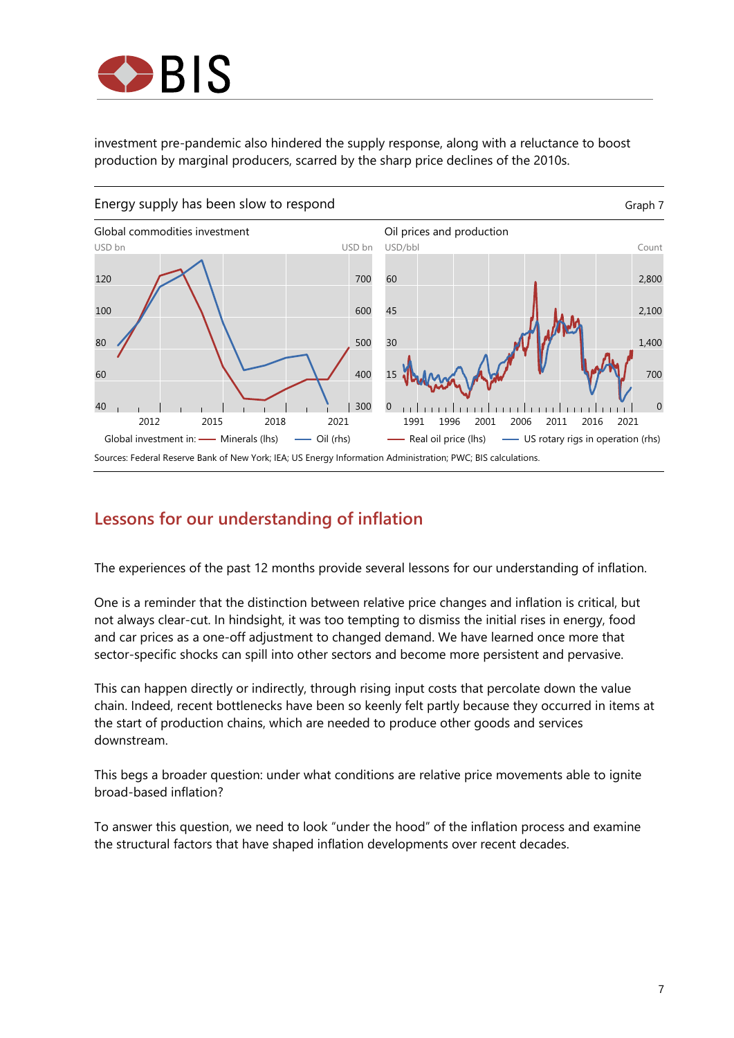investment pre-pandemic also hindered the supply response, along with a reluctance to boost production by marginal producers, scarred by the sharp price declines of the 2010s.

Energy supply has been slow to respond — Graph 7

Global commodities investment

Oil prices and production

Global investment in: Minerals (lhs) Oil (rhs)

Real oil price (lhs) US rotary rigs in operation (rhs)

Sources: Federal Reserve Bank of New York; IEA; US Energy Information Administration; PWC; BIS calculations.

## Lessons for our understanding of inflation

The experiences of the past 12 months provide several lessons for our understanding of inflation.

One is a reminder that the distinction between relative price changes and inflation is critical, but not always clear-cut. In hindsight, it was too tempting to dismiss the initial rises in energy, food and car prices as a one-off adjustment to changed demand. We have learned once more that sector-specific shocks can spill into other sectors and become more persistent and pervasive.

This can happen directly or indirectly, through rising input costs that percolate down the value chain. Indeed, recent bottlenecks have been so keenly felt partly because they occurred in items at the start of production chains, which are needed to produce other goods and services downstream.

This begs a broader question: under what conditions are relative price movements able to ignite broad-based inflation?

To answer this question, we need to look "under the hood" of the inflation process and examine the structural factors that have shaped inflation developments over recent decades.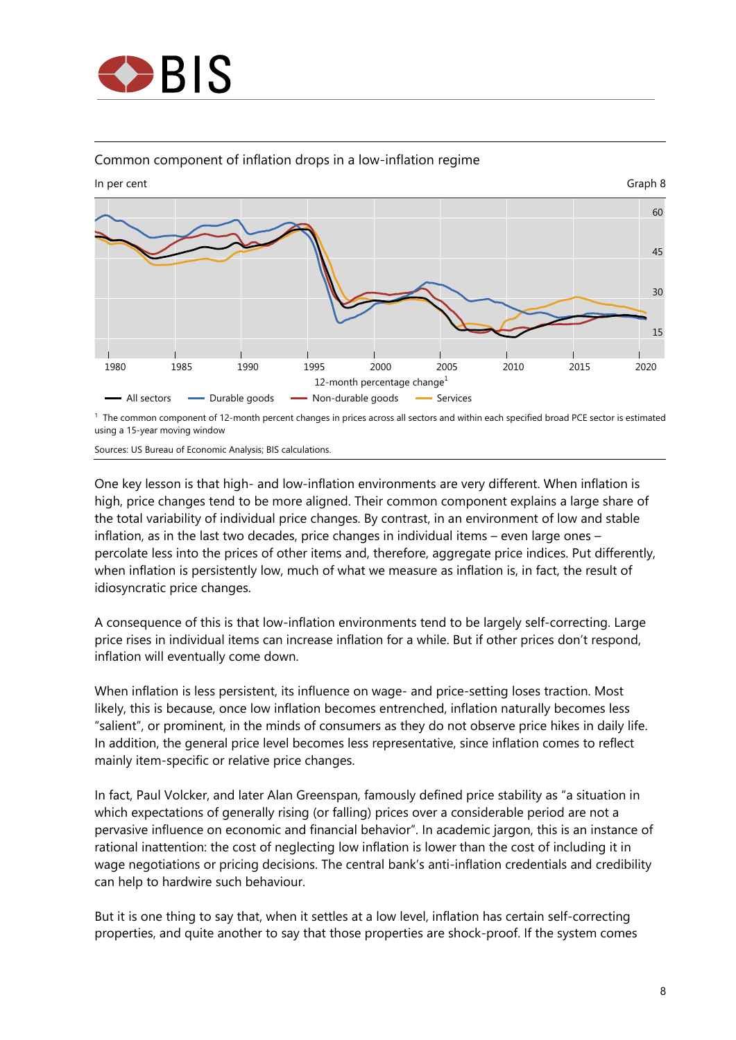Common component of inflation drops in a low-inflation regime

In per cent

Graph 8

12-month percentage change[1]

— All sectors — Durable goods — Non-durable goods — Services

[1] The common component of 12-month percent changes in prices across all sectors and within each specified broad PCE sector is estimated using a 15-year moving window

Sources: US Bureau of Economic Analysis; BIS calculations.

One key lesson is that high- and low-inflation environments are very different. When inflation is high, price changes tend to be more aligned. Their common component explains a large share of the total variability of individual price changes. By contrast, in an environment of low and stable inflation, as in the last two decades, price changes in individual items – even large ones – percolate less into the prices of other items and, therefore, aggregate price indices. Put differently, when inflation is persistently low, much of what we measure as inflation is, in fact, the result of idiosyncratic price changes.

A consequence of this is that low-inflation environments tend to be largely self-correcting. Large price rises in individual items can increase inflation for a while. But if other prices don't respond, inflation will eventually come down.

When inflation is less persistent, its influence on wage- and price-setting loses traction. Most likely, this is because, once low inflation becomes entrenched, inflation naturally becomes less "salient", or prominent, in the minds of consumers as they do not observe price hikes in daily life. In addition, the general price level becomes less representative, since inflation comes to reflect mainly item-specific or relative price changes.

In fact, Paul Volcker, and later Alan Greenspan, famously defined price stability as "a situation in which expectations of generally rising (or falling) prices over a considerable period are not a pervasive influence on economic and financial behavior". In academic jargon, this is an instance of rational inattention: the cost of neglecting low inflation is lower than the cost of including it in wage negotiations or pricing decisions. The central bank's anti-inflation credentials and credibility can help to hardwire such behaviour.

But it is one thing to say that, when it settles at a low level, inflation has certain self-correcting properties, and quite another to say that those properties are shock-proof. If the system comes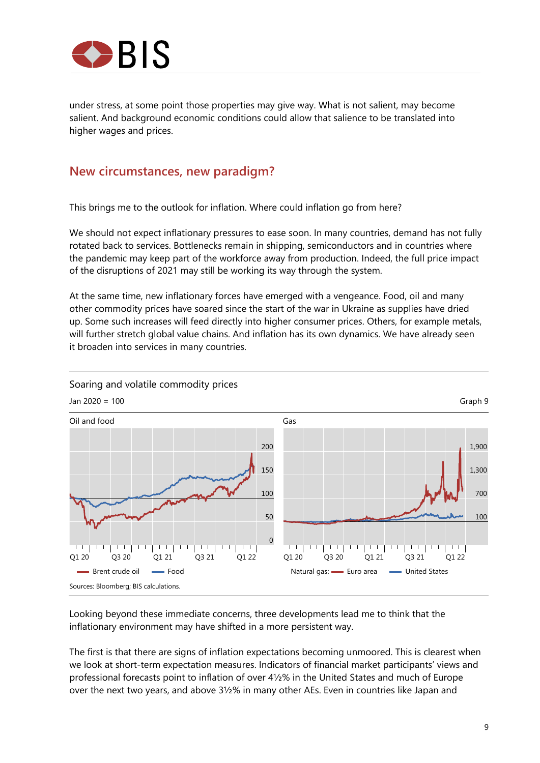under stress, at some point those properties may give way. What is not salient, may become salient. And background economic conditions could allow that salience to be translated into higher wages and prices.

## New circumstances, new paradigm?

This brings me to the outlook for inflation. Where could inflation go from here?

We should not expect inflationary pressures to ease soon. In many countries, demand has not fully rotated back to services. Bottlenecks remain in shipping, semiconductors and in countries where the pandemic may keep part of the workforce away from production. Indeed, the full price impact of the disruptions of 2021 may still be working its way through the system.

At the same time, new inflationary forces have emerged with a vengeance. Food, oil and many other commodity prices have soared since the start of the war in Ukraine as supplies have dried up. Some such increases will feed directly into higher consumer prices. Others, for example metals, will further stretch global value chains. And inflation has its own dynamics. We have already seen it broaden into services in many countries.

Soaring and volatile commodity prices

Jan 2020 = 100

Graph 9

Oil and food — Brent crude oil; Food

Gas — Natural gas: Euro area; United States

Sources: Bloomberg; BIS calculations.

Looking beyond these immediate concerns, three developments lead me to think that the inflationary environment may have shifted in a more persistent way.

The first is that there are signs of inflation expectations becoming unmoored. This is clearest when we look at short-term expectation measures. Indicators of financial market participants' views and professional forecasts point to inflation of over 4½% in the United States and much of Europe over the next two years, and above 3½% in many other AEs. Even in countries like Japan and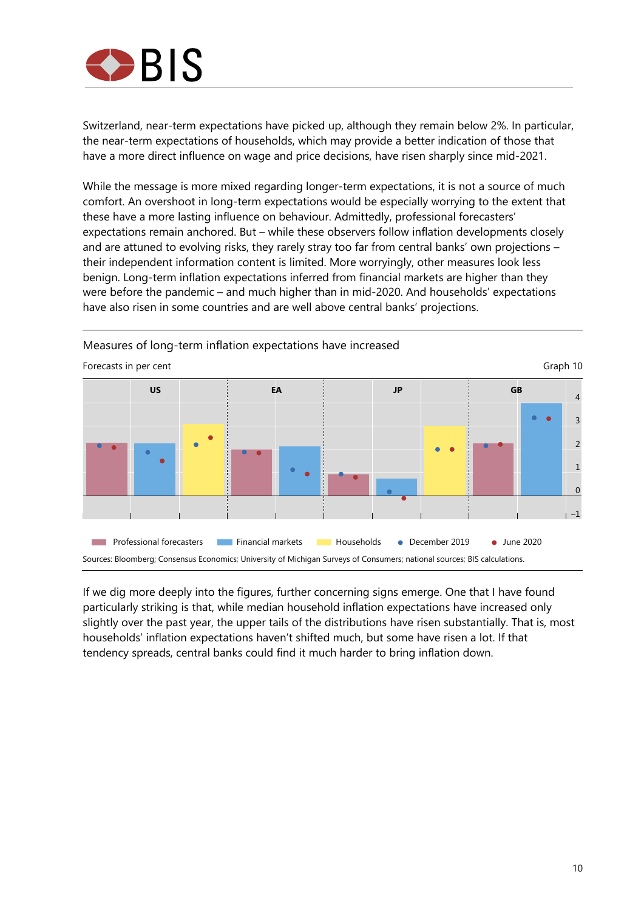Switzerland, near-term expectations have picked up, although they remain below 2%. In particular, the near-term expectations of households, which may provide a better indication of those that have a more direct influence on wage and price decisions, have risen sharply since mid-2021.

While the message is more mixed regarding longer-term expectations, it is not a source of much comfort. An overshoot in long-term expectations would be especially worrying to the extent that these have a more lasting influence on behaviour. Admittedly, professional forecasters' expectations remain anchored. But – while these observers follow inflation developments closely and are attuned to evolving risks, they rarely stray too far from central banks' own projections – their independent information content is limited. More worryingly, other measures look less benign. Long-term inflation expectations inferred from financial markets are higher than they were before the pandemic – and much higher than in mid-2020. And households' expectations have also risen in some countries and are well above central banks' projections.

Measures of long-term inflation expectations have increased

Forecasts in per cent

Graph 10

Professional forecasters | Financial markets | Households | December 2019 | June 2020

Sources: Bloomberg; Consensus Economics; University of Michigan Surveys of Consumers; national sources; BIS calculations.

If we dig more deeply into the figures, further concerning signs emerge. One that I have found particularly striking is that, while median household inflation expectations have increased only slightly over the past year, the upper tails of the distributions have risen substantially. That is, most households' inflation expectations haven't shifted much, but some have risen a lot. If that tendency spreads, central banks could find it much harder to bring inflation down.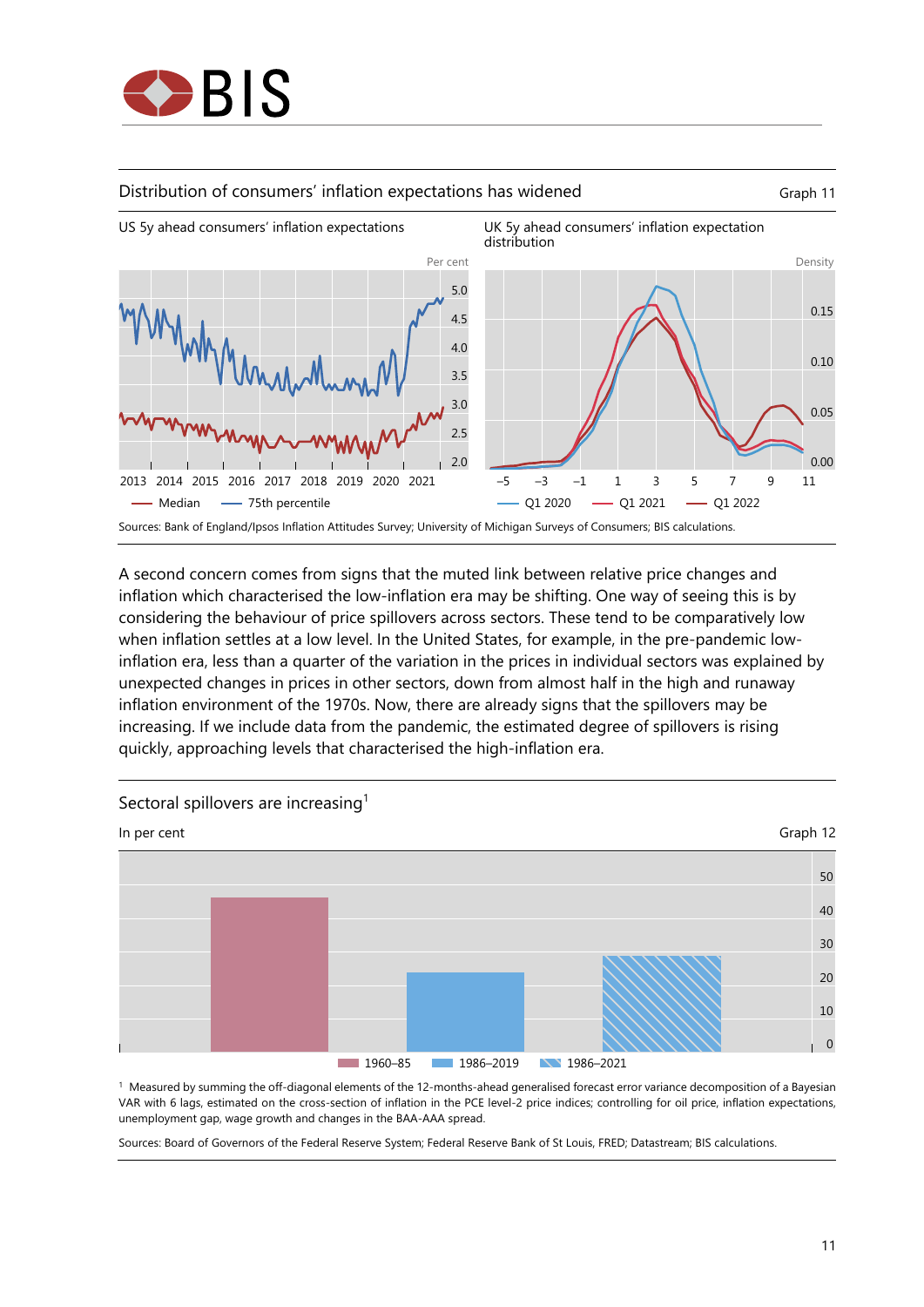## Distribution of consumers' inflation expectations has widened

Graph 11

US 5y ahead consumers' inflation expectations

UK 5y ahead consumers' inflation expectation distribution

Sources: Bank of England/Ipsos Inflation Attitudes Survey; University of Michigan Surveys of Consumers; BIS calculations.

A second concern comes from signs that the muted link between relative price changes and inflation which characterised the low-inflation era may be shifting. One way of seeing this is by considering the behaviour of price spillovers across sectors. These tend to be comparatively low when inflation settles at a low level. In the United States, for example, in the pre-pandemic low-inflation era, less than a quarter of the variation in the prices in individual sectors was explained by unexpected changes in prices in other sectors, down from almost half in the high and runaway inflation environment of the 1970s. Now, there are already signs that the spillovers may be increasing. If we include data from the pandemic, the estimated degree of spillovers is rising quickly, approaching levels that characterised the high-inflation era.

## Sectoral spillovers are increasing[1]

In per cent

Graph 12

[1] Measured by summing the off-diagonal elements of the 12-months-ahead generalised forecast error variance decomposition of a Bayesian VAR with 6 lags, estimated on the cross-section of inflation in the PCE level-2 price indices; controlling for oil price, inflation expectations, unemployment gap, wage growth and changes in the BAA-AAA spread.

Sources: Board of Governors of the Federal Reserve System; Federal Reserve Bank of St Louis, FRED; Datastream; BIS calculations.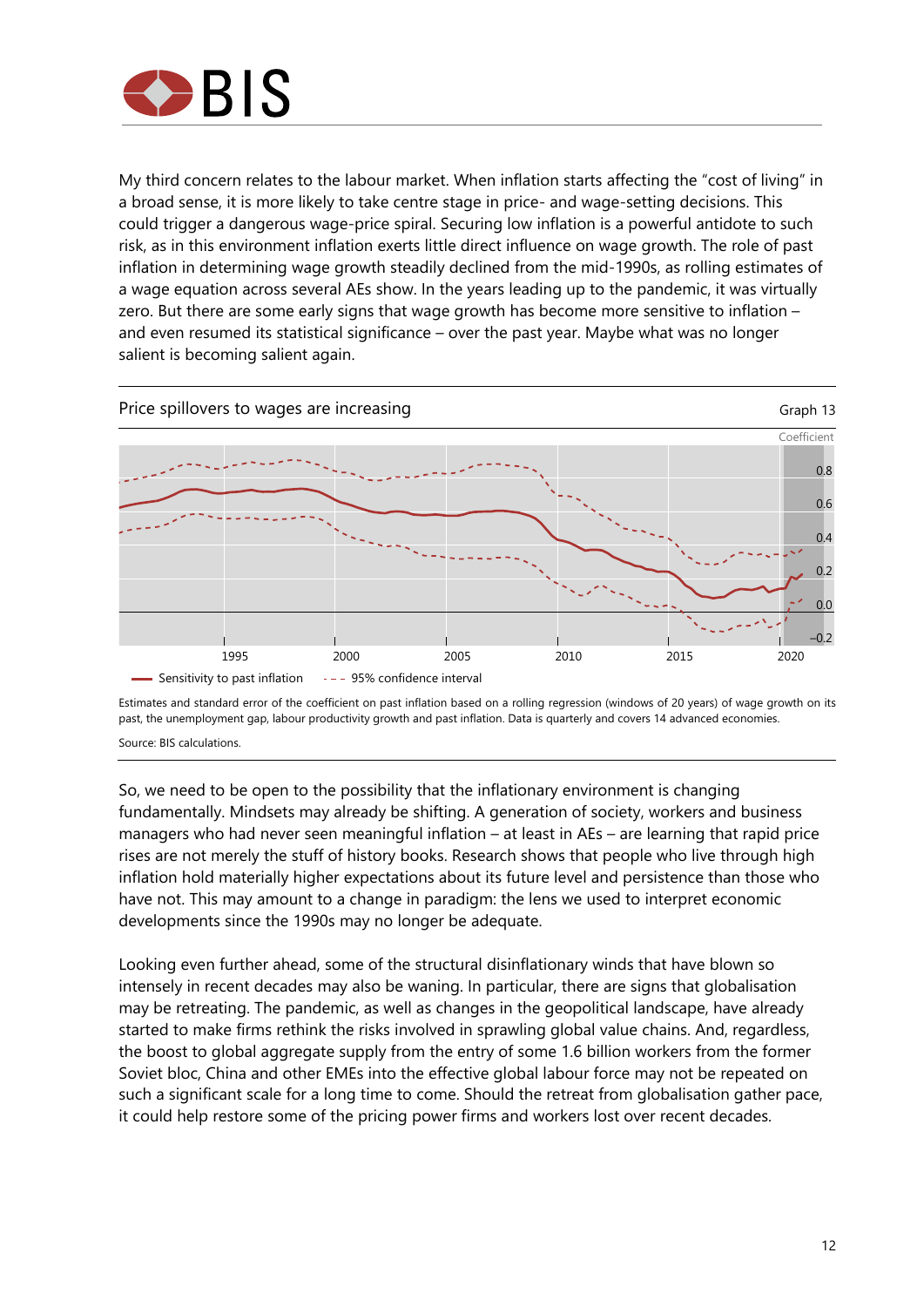My third concern relates to the labour market. When inflation starts affecting the "cost of living" in a broad sense, it is more likely to take centre stage in price- and wage-setting decisions. This could trigger a dangerous wage-price spiral. Securing low inflation is a powerful antidote to such risk, as in this environment inflation exerts little direct influence on wage growth. The role of past inflation in determining wage growth steadily declined from the mid-1990s, as rolling estimates of a wage equation across several AEs show. In the years leading up to the pandemic, it was virtually zero. But there are some early signs that wage growth has become more sensitive to inflation – and even resumed its statistical significance – over the past year. Maybe what was no longer salient is becoming salient again.

Price spillovers to wages are increasing

Graph 13

Estimates and standard error of the coefficient on past inflation based on a rolling regression (windows of 20 years) of wage growth on its past, the unemployment gap, labour productivity growth and past inflation. Data is quarterly and covers 14 advanced economies.

Source: BIS calculations.

So, we need to be open to the possibility that the inflationary environment is changing fundamentally. Mindsets may already be shifting. A generation of society, workers and business managers who had never seen meaningful inflation – at least in AEs – are learning that rapid price rises are not merely the stuff of history books. Research shows that people who live through high inflation hold materially higher expectations about its future level and persistence than those who have not. This may amount to a change in paradigm: the lens we used to interpret economic developments since the 1990s may no longer be adequate.

Looking even further ahead, some of the structural disinflationary winds that have blown so intensely in recent decades may also be waning. In particular, there are signs that globalisation may be retreating. The pandemic, as well as changes in the geopolitical landscape, have already started to make firms rethink the risks involved in sprawling global value chains. And, regardless, the boost to global aggregate supply from the entry of some 1.6 billion workers from the former Soviet bloc, China and other EMEs into the effective global labour force may not be repeated on such a significant scale for a long time to come. Should the retreat from globalisation gather pace, it could help restore some of the pricing power firms and workers lost over recent decades.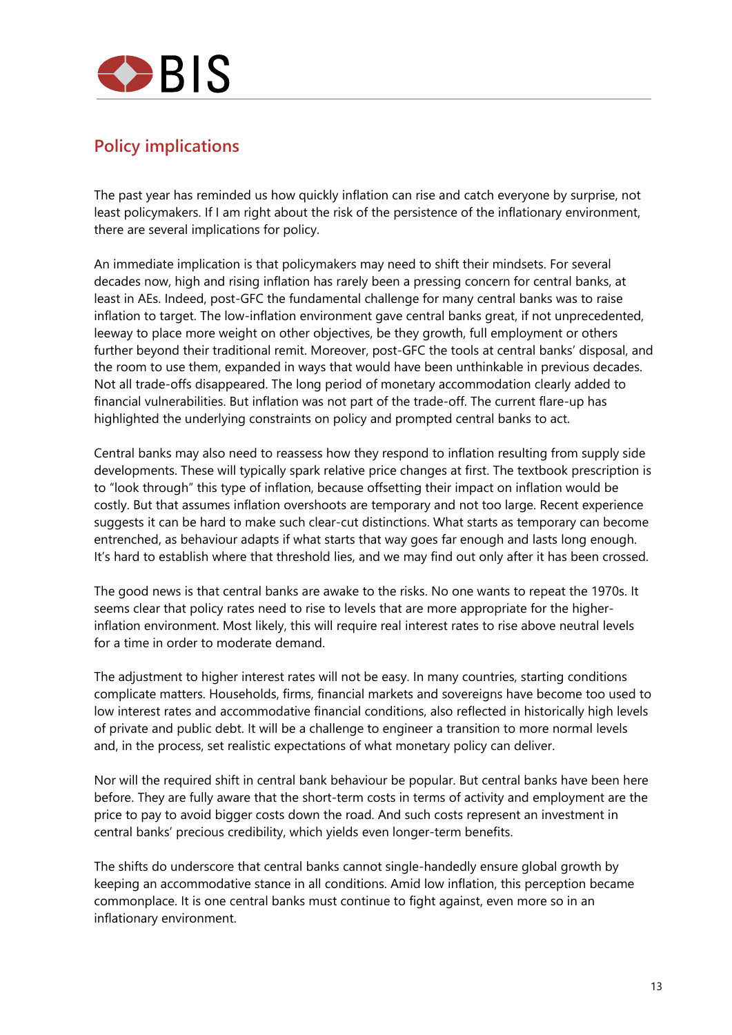## Policy implications

The past year has reminded us how quickly inflation can rise and catch everyone by surprise, not least policymakers. If I am right about the risk of the persistence of the inflationary environment, there are several implications for policy.

An immediate implication is that policymakers may need to shift their mindsets. For several decades now, high and rising inflation has rarely been a pressing concern for central banks, at least in AEs. Indeed, post-GFC the fundamental challenge for many central banks was to raise inflation to target. The low-inflation environment gave central banks great, if not unprecedented, leeway to place more weight on other objectives, be they growth, full employment or others further beyond their traditional remit. Moreover, post-GFC the tools at central banks' disposal, and the room to use them, expanded in ways that would have been unthinkable in previous decades. Not all trade-offs disappeared. The long period of monetary accommodation clearly added to financial vulnerabilities. But inflation was not part of the trade-off. The current flare-up has highlighted the underlying constraints on policy and prompted central banks to act.

Central banks may also need to reassess how they respond to inflation resulting from supply side developments. These will typically spark relative price changes at first. The textbook prescription is to "look through" this type of inflation, because offsetting their impact on inflation would be costly. But that assumes inflation overshoots are temporary and not too large. Recent experience suggests it can be hard to make such clear-cut distinctions. What starts as temporary can become entrenched, as behaviour adapts if what starts that way goes far enough and lasts long enough. It's hard to establish where that threshold lies, and we may find out only after it has been crossed.

The good news is that central banks are awake to the risks. No one wants to repeat the 1970s. It seems clear that policy rates need to rise to levels that are more appropriate for the higher-inflation environment. Most likely, this will require real interest rates to rise above neutral levels for a time in order to moderate demand.

The adjustment to higher interest rates will not be easy. In many countries, starting conditions complicate matters. Households, firms, financial markets and sovereigns have become too used to low interest rates and accommodative financial conditions, also reflected in historically high levels of private and public debt. It will be a challenge to engineer a transition to more normal levels and, in the process, set realistic expectations of what monetary policy can deliver.

Nor will the required shift in central bank behaviour be popular. But central banks have been here before. They are fully aware that the short-term costs in terms of activity and employment are the price to pay to avoid bigger costs down the road. And such costs represent an investment in central banks' precious credibility, which yields even longer-term benefits.

The shifts do underscore that central banks cannot single-handedly ensure global growth by keeping an accommodative stance in all conditions. Amid low inflation, this perception became commonplace. It is one central banks must continue to fight against, even more so in an inflationary environment.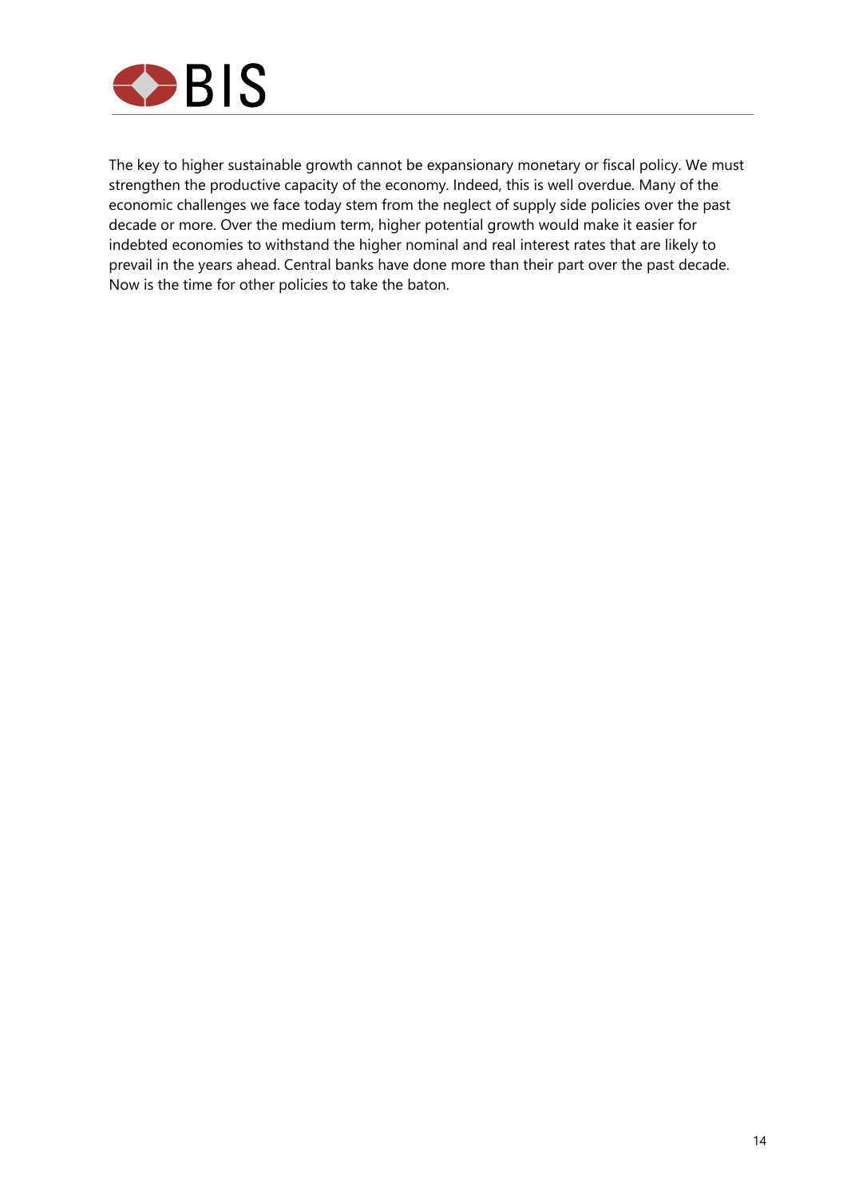The key to higher sustainable growth cannot be expansionary monetary or fiscal policy. We must strengthen the productive capacity of the economy. Indeed, this is well overdue. Many of the economic challenges we face today stem from the neglect of supply side policies over the past decade or more. Over the medium term, higher potential growth would make it easier for indebted economies to withstand the higher nominal and real interest rates that are likely to prevail in the years ahead. Central banks have done more than their part over the past decade. Now is the time for other policies to take the baton.